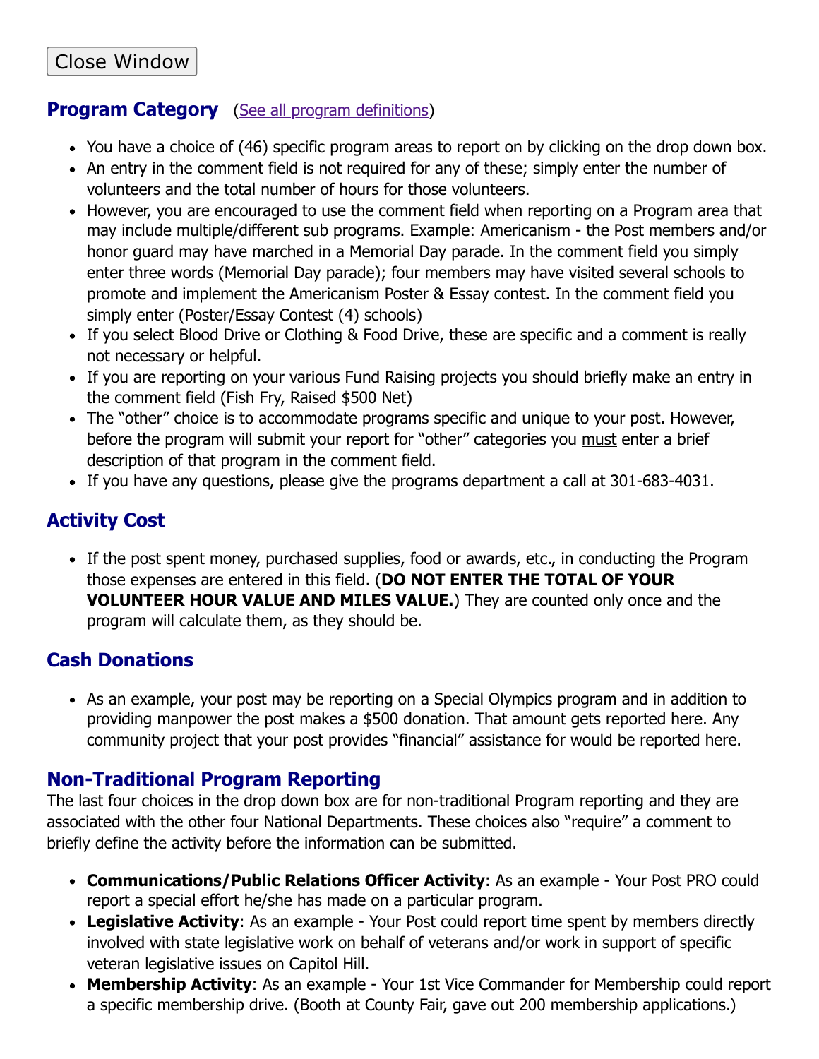Close Window

## Program Category (See all program definitions)

- You have a choice of (46) specific program areas to report on by clicking on the drop down box.
- An entry in the comment field is not required for any of these; simply enter the number of volunteers and the total number of hours for those volunteers.
- However, you are encouraged to use the comment field when reporting on a Program area that may include multiple/different sub programs. Example: Americanism - the Post members and/or honor guard may have marched in a Memorial Day parade. In the comment field you simply enter three words (Memorial Day parade); four members may have visited several schools to promote and implement the Americanism Poster & Essay contest. In the comment field you simply enter (Poster/Essay Contest (4) schools)
- If you select Blood Drive or Clothing & Food Drive, these are specific and a comment is really not necessary or helpful.
- If you are reporting on your various Fund Raising projects you should briefly make an entry in the comment field (Fish Fry, Raised $500 Net)
- The "other" choice is to accommodate programs specific and unique to your post. However, before the program will submit your report for "other" categories you must enter a brief description of that program in the comment field.
- If you have any questions, please give the programs department a call at 301-683-4031.

## Activity Cost

- If the post spent money, purchased supplies, food or awards, etc., in conducting the Program those expenses are entered in this field. (**DO NOT ENTER THE TOTAL OF YOUR VOLUNTEER HOUR VALUE AND MILES VALUE.**) They are counted only once and the program will calculate them, as they should be.

## Cash Donations

- As an example, your post may be reporting on a Special Olympics program and in addition to providing manpower the post makes a $500 donation. That amount gets reported here. Any community project that your post provides "financial" assistance for would be reported here.

## Non-Traditional Program Reporting

The last four choices in the drop down box are for non-traditional Program reporting and they are associated with the other four National Departments. These choices also "require" a comment to briefly define the activity before the information can be submitted.

- **Communications/Public Relations Officer Activity**: As an example - Your Post PRO could report a special effort he/she has made on a particular program.
- **Legislative Activity**: As an example - Your Post could report time spent by members directly involved with state legislative work on behalf of veterans and/or work in support of specific veteran legislative issues on Capitol Hill.
- **Membership Activity**: As an example - Your 1st Vice Commander for Membership could report a specific membership drive. (Booth at County Fair, gave out 200 membership applications.)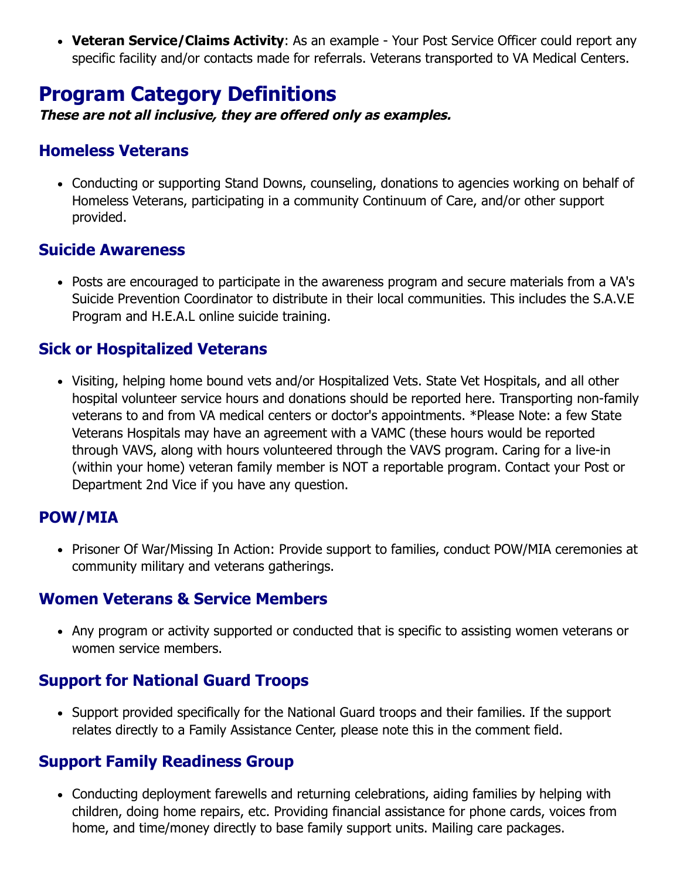- **Veteran Service/Claims Activity**: As an example - Your Post Service Officer could report any specific facility and/or contacts made for referrals. Veterans transported to VA Medical Centers.

# Program Category Definitions

***These are not all inclusive, they are offered only as examples.***

## Homeless Veterans

- Conducting or supporting Stand Downs, counseling, donations to agencies working on behalf of Homeless Veterans, participating in a community Continuum of Care, and/or other support provided.

## Suicide Awareness

- Posts are encouraged to participate in the awareness program and secure materials from a VA's Suicide Prevention Coordinator to distribute in their local communities. This includes the S.A.V.E Program and H.E.A.L online suicide training.

## Sick or Hospitalized Veterans

- Visiting, helping home bound vets and/or Hospitalized Vets. State Vet Hospitals, and all other hospital volunteer service hours and donations should be reported here. Transporting non-family veterans to and from VA medical centers or doctor's appointments. *Please Note: a few State Veterans Hospitals may have an agreement with a VAMC (these hours would be reported through VAVS, along with hours volunteered through the VAVS program. Caring for a live-in (within your home) veteran family member is NOT a reportable program. Contact your Post or Department 2nd Vice if you have any question.

## POW/MIA

- Prisoner Of War/Missing In Action: Provide support to families, conduct POW/MIA ceremonies at community military and veterans gatherings.

## Women Veterans & Service Members

- Any program or activity supported or conducted that is specific to assisting women veterans or women service members.

## Support for National Guard Troops

- Support provided specifically for the National Guard troops and their families. If the support relates directly to a Family Assistance Center, please note this in the comment field.

## Support Family Readiness Group

- Conducting deployment farewells and returning celebrations, aiding families by helping with children, doing home repairs, etc. Providing financial assistance for phone cards, voices from home, and time/money directly to base family support units. Mailing care packages.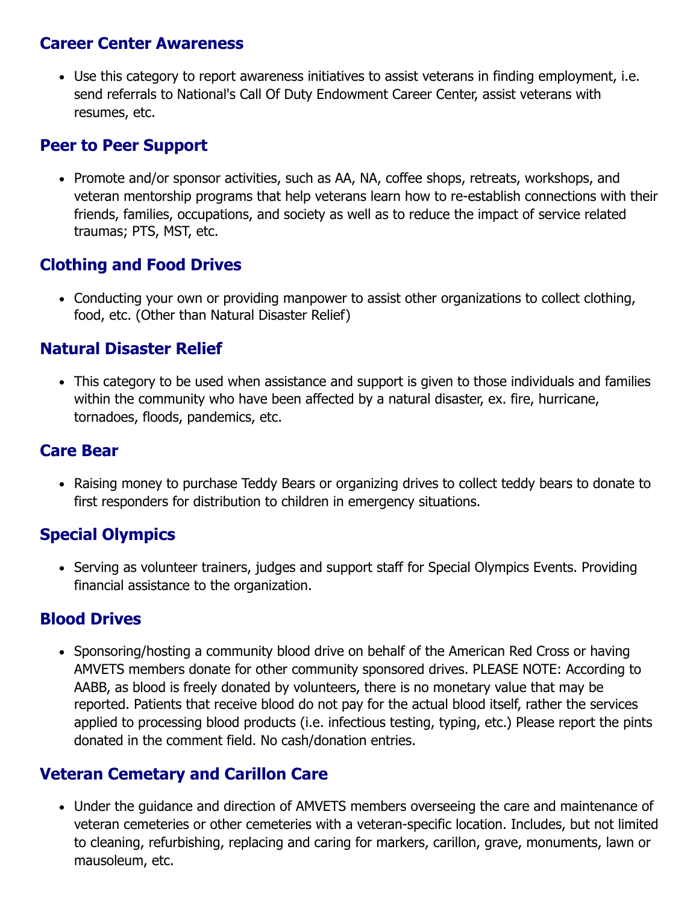## Career Center Awareness

- Use this category to report awareness initiatives to assist veterans in finding employment, i.e. send referrals to National's Call Of Duty Endowment Career Center, assist veterans with resumes, etc.

## Peer to Peer Support

- Promote and/or sponsor activities, such as AA, NA, coffee shops, retreats, workshops, and veteran mentorship programs that help veterans learn how to re-establish connections with their friends, families, occupations, and society as well as to reduce the impact of service related traumas; PTS, MST, etc.

## Clothing and Food Drives

- Conducting your own or providing manpower to assist other organizations to collect clothing, food, etc. (Other than Natural Disaster Relief)

## Natural Disaster Relief

- This category to be used when assistance and support is given to those individuals and families within the community who have been affected by a natural disaster, ex. fire, hurricane, tornadoes, floods, pandemics, etc.

## Care Bear

- Raising money to purchase Teddy Bears or organizing drives to collect teddy bears to donate to first responders for distribution to children in emergency situations.

## Special Olympics

- Serving as volunteer trainers, judges and support staff for Special Olympics Events. Providing financial assistance to the organization.

## Blood Drives

- Sponsoring/hosting a community blood drive on behalf of the American Red Cross or having AMVETS members donate for other community sponsored drives. PLEASE NOTE: According to AABB, as blood is freely donated by volunteers, there is no monetary value that may be reported. Patients that receive blood do not pay for the actual blood itself, rather the services applied to processing blood products (i.e. infectious testing, typing, etc.) Please report the pints donated in the comment field. No cash/donation entries.

## Veteran Cemetary and Carillon Care

- Under the guidance and direction of AMVETS members overseeing the care and maintenance of veteran cemeteries or other cemeteries with a veteran-specific location. Includes, but not limited to cleaning, refurbishing, replacing and caring for markers, carillon, grave, monuments, lawn or mausoleum, etc.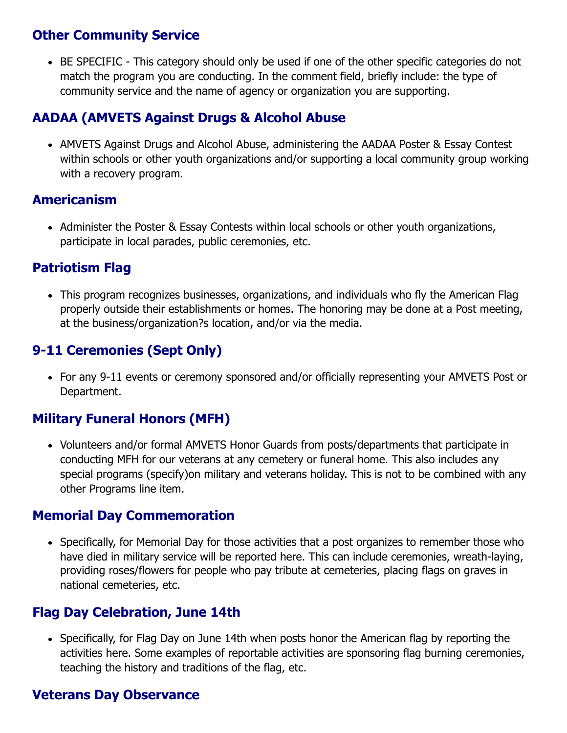## Other Community Service

- BE SPECIFIC - This category should only be used if one of the other specific categories do not match the program you are conducting. In the comment field, briefly include: the type of community service and the name of agency or organization you are supporting.

## AADAA (AMVETS Against Drugs & Alcohol Abuse

- AMVETS Against Drugs and Alcohol Abuse, administering the AADAA Poster & Essay Contest within schools or other youth organizations and/or supporting a local community group working with a recovery program.

## Americanism

- Administer the Poster & Essay Contests within local schools or other youth organizations, participate in local parades, public ceremonies, etc.

## Patriotism Flag

- This program recognizes businesses, organizations, and individuals who fly the American Flag properly outside their establishments or homes. The honoring may be done at a Post meeting, at the business/organization?s location, and/or via the media.

## 9-11 Ceremonies (Sept Only)

- For any 9-11 events or ceremony sponsored and/or officially representing your AMVETS Post or Department.

## Military Funeral Honors (MFH)

- Volunteers and/or formal AMVETS Honor Guards from posts/departments that participate in conducting MFH for our veterans at any cemetery or funeral home. This also includes any special programs (specify)on military and veterans holiday. This is not to be combined with any other Programs line item.

## Memorial Day Commemoration

- Specifically, for Memorial Day for those activities that a post organizes to remember those who have died in military service will be reported here. This can include ceremonies, wreath-laying, providing roses/flowers for people who pay tribute at cemeteries, placing flags on graves in national cemeteries, etc.

## Flag Day Celebration, June 14th

- Specifically, for Flag Day on June 14th when posts honor the American flag by reporting the activities here. Some examples of reportable activities are sponsoring flag burning ceremonies, teaching the history and traditions of the flag, etc.

## Veterans Day Observance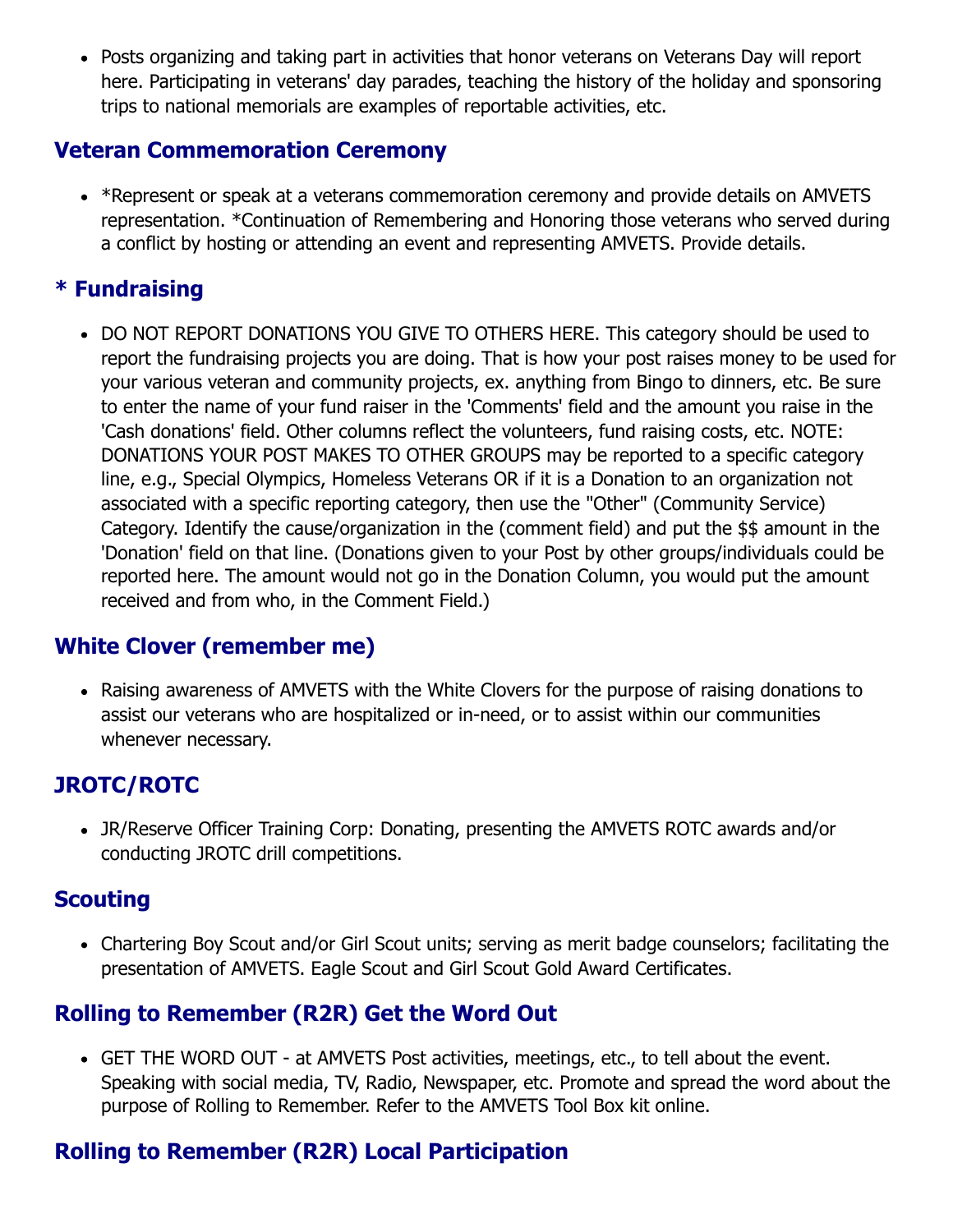- Posts organizing and taking part in activities that honor veterans on Veterans Day will report here. Participating in veterans' day parades, teaching the history of the holiday and sponsoring trips to national memorials are examples of reportable activities, etc.

## Veteran Commemoration Ceremony

- *Represent or speak at a veterans commemoration ceremony and provide details on AMVETS representation. *Continuation of Remembering and Honoring those veterans who served during a conflict by hosting or attending an event and representing AMVETS. Provide details.

## * Fundraising

- DO NOT REPORT DONATIONS YOU GIVE TO OTHERS HERE. This category should be used to report the fundraising projects you are doing. That is how your post raises money to be used for your various veteran and community projects, ex. anything from Bingo to dinners, etc. Be sure to enter the name of your fund raiser in the 'Comments' field and the amount you raise in the 'Cash donations' field. Other columns reflect the volunteers, fund raising costs, etc. NOTE: DONATIONS YOUR POST MAKES TO OTHER GROUPS may be reported to a specific category line, e.g., Special Olympics, Homeless Veterans OR if it is a Donation to an organization not associated with a specific reporting category, then use the "Other" (Community Service) Category. Identify the cause/organization in the (comment field) and put the $$ amount in the 'Donation' field on that line. (Donations given to your Post by other groups/individuals could be reported here. The amount would not go in the Donation Column, you would put the amount received and from who, in the Comment Field.)

## White Clover (remember me)

- Raising awareness of AMVETS with the White Clovers for the purpose of raising donations to assist our veterans who are hospitalized or in-need, or to assist within our communities whenever necessary.

## JROTC/ROTC

- JR/Reserve Officer Training Corp: Donating, presenting the AMVETS ROTC awards and/or conducting JROTC drill competitions.

## Scouting

- Chartering Boy Scout and/or Girl Scout units; serving as merit badge counselors; facilitating the presentation of AMVETS. Eagle Scout and Girl Scout Gold Award Certificates.

## Rolling to Remember (R2R) Get the Word Out

- GET THE WORD OUT - at AMVETS Post activities, meetings, etc., to tell about the event. Speaking with social media, TV, Radio, Newspaper, etc. Promote and spread the word about the purpose of Rolling to Remember. Refer to the AMVETS Tool Box kit online.

## Rolling to Remember (R2R) Local Participation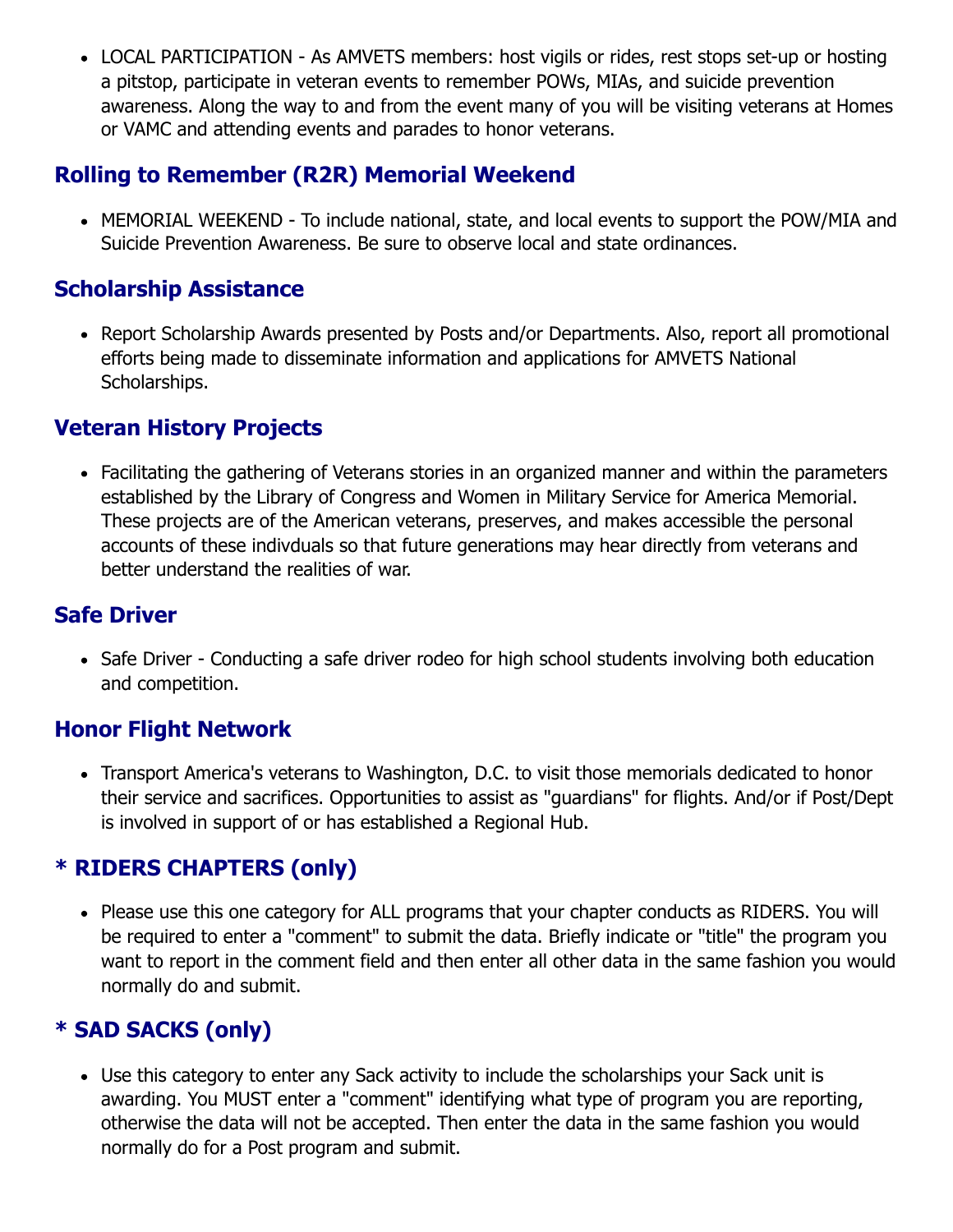- LOCAL PARTICIPATION - As AMVETS members: host vigils or rides, rest stops set-up or hosting a pitstop, participate in veteran events to remember POWs, MIAs, and suicide prevention awareness. Along the way to and from the event many of you will be visiting veterans at Homes or VAMC and attending events and parades to honor veterans.

## Rolling to Remember (R2R) Memorial Weekend

- MEMORIAL WEEKEND - To include national, state, and local events to support the POW/MIA and Suicide Prevention Awareness. Be sure to observe local and state ordinances.

## Scholarship Assistance

- Report Scholarship Awards presented by Posts and/or Departments. Also, report all promotional efforts being made to disseminate information and applications for AMVETS National Scholarships.

## Veteran History Projects

- Facilitating the gathering of Veterans stories in an organized manner and within the parameters established by the Library of Congress and Women in Military Service for America Memorial. These projects are of the American veterans, preserves, and makes accessible the personal accounts of these indivduals so that future generations may hear directly from veterans and better understand the realities of war.

## Safe Driver

- Safe Driver - Conducting a safe driver rodeo for high school students involving both education and competition.

## Honor Flight Network

- Transport America's veterans to Washington, D.C. to visit those memorials dedicated to honor their service and sacrifices. Opportunities to assist as "guardians" for flights. And/or if Post/Dept is involved in support of or has established a Regional Hub.

## * RIDERS CHAPTERS (only)

- Please use this one category for ALL programs that your chapter conducts as RIDERS. You will be required to enter a "comment" to submit the data. Briefly indicate or "title" the program you want to report in the comment field and then enter all other data in the same fashion you would normally do and submit.

## * SAD SACKS (only)

- Use this category to enter any Sack activity to include the scholarships your Sack unit is awarding. You MUST enter a "comment" identifying what type of program you are reporting, otherwise the data will not be accepted. Then enter the data in the same fashion you would normally do for a Post program and submit.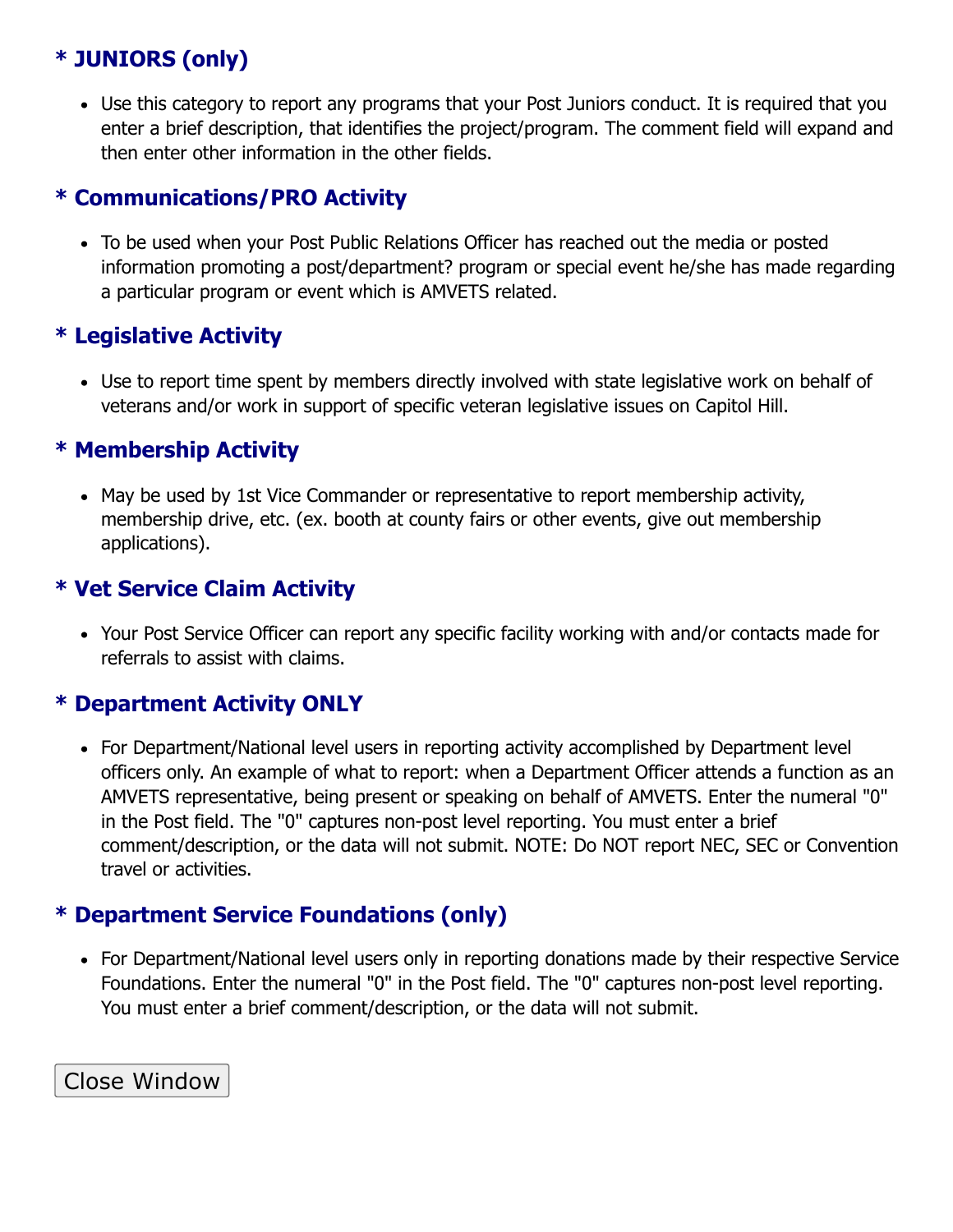## * JUNIORS (only)

- Use this category to report any programs that your Post Juniors conduct. It is required that you enter a brief description, that identifies the project/program. The comment field will expand and then enter other information in the other fields.

## * Communications/PRO Activity

- To be used when your Post Public Relations Officer has reached out the media or posted information promoting a post/department? program or special event he/she has made regarding a particular program or event which is AMVETS related.

## * Legislative Activity

- Use to report time spent by members directly involved with state legislative work on behalf of veterans and/or work in support of specific veteran legislative issues on Capitol Hill.

## * Membership Activity

- May be used by 1st Vice Commander or representative to report membership activity, membership drive, etc. (ex. booth at county fairs or other events, give out membership applications).

## * Vet Service Claim Activity

- Your Post Service Officer can report any specific facility working with and/or contacts made for referrals to assist with claims.

## * Department Activity ONLY

- For Department/National level users in reporting activity accomplished by Department level officers only. An example of what to report: when a Department Officer attends a function as an AMVETS representative, being present or speaking on behalf of AMVETS. Enter the numeral "0" in the Post field. The "0" captures non-post level reporting. You must enter a brief comment/description, or the data will not submit. NOTE: Do NOT report NEC, SEC or Convention travel or activities.

## * Department Service Foundations (only)

- For Department/National level users only in reporting donations made by their respective Service Foundations. Enter the numeral "0" in the Post field. The "0" captures non-post level reporting. You must enter a brief comment/description, or the data will not submit.

Close Window